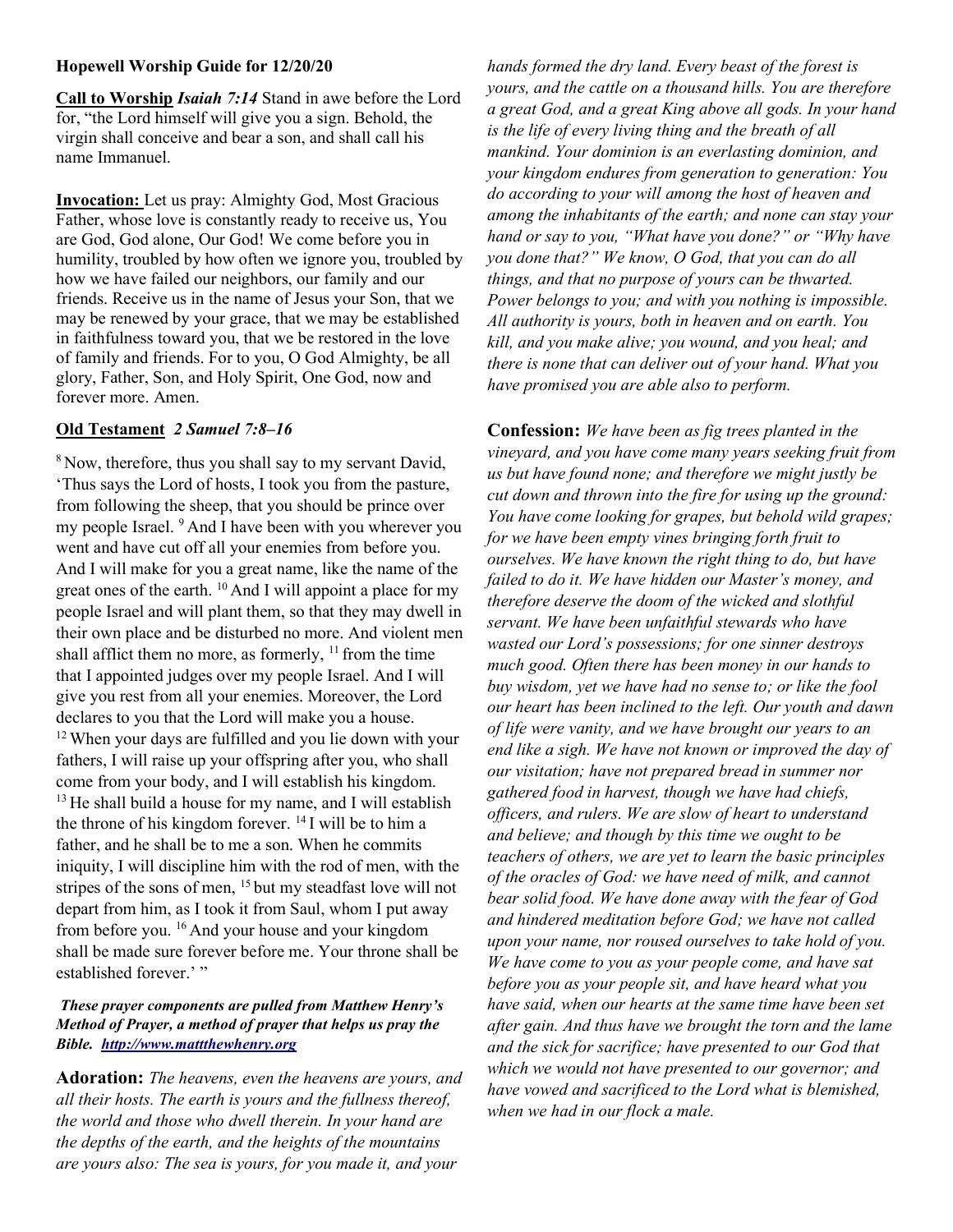**Hopewell Worship Guide for 12/20/20**

**Call to Worship** ***Isaiah 7:14*** Stand in awe before the Lord for, "the Lord himself will give you a sign. Behold, the virgin shall conceive and bear a son, and shall call his name Immanuel.

**Invocation:** Let us pray: Almighty God, Most Gracious Father, whose love is constantly ready to receive us, You are God, God alone, Our God! We come before you in humility, troubled by how often we ignore you, troubled by how we have failed our neighbors, our family and our friends. Receive us in the name of Jesus your Son, that we may be renewed by your grace, that we may be established in faithfulness toward you, that we be restored in the love of family and friends. For to you, O God Almighty, be all glory, Father, Son, and Holy Spirit, One God, now and forever more. Amen.

**Old Testament** ***2 Samuel 7:8–16***

[8] Now, therefore, thus you shall say to my servant David, 'Thus says the Lord of hosts, I took you from the pasture, from following the sheep, that you should be prince over my people Israel. [9] And I have been with you wherever you went and have cut off all your enemies from before you. And I will make for you a great name, like the name of the great ones of the earth. [10] And I will appoint a place for my people Israel and will plant them, so that they may dwell in their own place and be disturbed no more. And violent men shall afflict them no more, as formerly, [11] from the time that I appointed judges over my people Israel. And I will give you rest from all your enemies. Moreover, the Lord declares to you that the Lord will make you a house. [12] When your days are fulfilled and you lie down with your fathers, I will raise up your offspring after you, who shall come from your body, and I will establish his kingdom. [13] He shall build a house for my name, and I will establish the throne of his kingdom forever. [14] I will be to him a father, and he shall be to me a son. When he commits iniquity, I will discipline him with the rod of men, with the stripes of the sons of men, [15] but my steadfast love will not depart from him, as I took it from Saul, whom I put away from before you. [16] And your house and your kingdom shall be made sure forever before me. Your throne shall be established forever.' "

***These prayer components are pulled from Matthew Henry's Method of Prayer, a method of prayer that helps us pray the Bible. [http://www.mattthewhenry.org](http://www.mattthewhenry.org)***

**Adoration:** *The heavens, even the heavens are yours, and all their hosts. The earth is yours and the fullness thereof, the world and those who dwell therein. In your hand are the depths of the earth, and the heights of the mountains are yours also: The sea is yours, for you made it, and your hands formed the dry land. Every beast of the forest is yours, and the cattle on a thousand hills. You are therefore a great God, and a great King above all gods. In your hand is the life of every living thing and the breath of all mankind. Your dominion is an everlasting dominion, and your kingdom endures from generation to generation: You do according to your will among the host of heaven and among the inhabitants of the earth; and none can stay your hand or say to you, "What have you done?" or "Why have you done that?" We know, O God, that you can do all things, and that no purpose of yours can be thwarted. Power belongs to you; and with you nothing is impossible. All authority is yours, both in heaven and on earth. You kill, and you make alive; you wound, and you heal; and there is none that can deliver out of your hand. What you have promised you are able also to perform.*

**Confession:** *We have been as fig trees planted in the vineyard, and you have come many years seeking fruit from us but have found none; and therefore we might justly be cut down and thrown into the fire for using up the ground: You have come looking for grapes, but behold wild grapes; for we have been empty vines bringing forth fruit to ourselves. We have known the right thing to do, but have failed to do it. We have hidden our Master's money, and therefore deserve the doom of the wicked and slothful servant. We have been unfaithful stewards who have wasted our Lord's possessions; for one sinner destroys much good. Often there has been money in our hands to buy wisdom, yet we have had no sense to; or like the fool our heart has been inclined to the left. Our youth and dawn of life were vanity, and we have brought our years to an end like a sigh. We have not known or improved the day of our visitation; have not prepared bread in summer nor gathered food in harvest, though we have had chiefs, officers, and rulers. We are slow of heart to understand and believe; and though by this time we ought to be teachers of others, we are yet to learn the basic principles of the oracles of God: we have need of milk, and cannot bear solid food. We have done away with the fear of God and hindered meditation before God; we have not called upon your name, nor roused ourselves to take hold of you. We have come to you as your people come, and have sat before you as your people sit, and have heard what you have said, when our hearts at the same time have been set after gain. And thus have we brought the torn and the lame and the sick for sacrifice; have presented to our God that which we would not have presented to our governor; and have vowed and sacrificed to the Lord what is blemished, when we had in our flock a male.*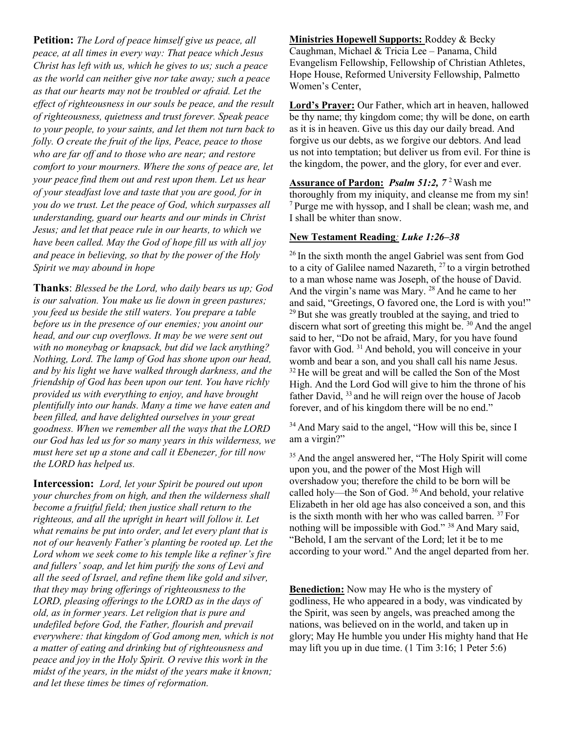**Petition:** *The Lord of peace himself give us peace, all peace, at all times in every way: That peace which Jesus Christ has left with us, which he gives to us; such a peace as the world can neither give nor take away; such a peace as that our hearts may not be troubled or afraid. Let the effect of righteousness in our souls be peace, and the result of righteousness, quietness and trust forever. Speak peace to your people, to your saints, and let them not turn back to folly. O create the fruit of the lips, Peace, peace to those who are far off and to those who are near; and restore comfort to your mourners. Where the sons of peace are, let your peace find them out and rest upon them. Let us hear of your steadfast love and taste that you are good, for in you do we trust. Let the peace of God, which surpasses all understanding, guard our hearts and our minds in Christ Jesus; and let that peace rule in our hearts, to which we have been called. May the God of hope fill us with all joy and peace in believing, so that by the power of the Holy Spirit we may abound in hope*

**Thanks**: *Blessed be the Lord, who daily bears us up; God is our salvation. You make us lie down in green pastures; you feed us beside the still waters. You prepare a table before us in the presence of our enemies; you anoint our head, and our cup overflows. It may be we were sent out with no moneybag or knapsack, but did we lack anything? Nothing, Lord. The lamp of God has shone upon our head, and by his light we have walked through darkness, and the friendship of God has been upon our tent. You have richly provided us with everything to enjoy, and have brought plentifully into our hands. Many a time we have eaten and been filled, and have delighted ourselves in your great goodness. When we remember all the ways that the LORD our God has led us for so many years in this wilderness, we must here set up a stone and call it Ebenezer, for till now the LORD has helped us.*

**Intercession:** *Lord, let your Spirit be poured out upon your churches from on high, and then the wilderness shall become a fruitful field; then justice shall return to the righteous, and all the upright in heart will follow it. Let what remains be put into order, and let every plant that is not of our heavenly Father's planting be rooted up. Let the Lord whom we seek come to his temple like a refiner's fire and fullers' soap, and let him purify the sons of Levi and all the seed of Israel, and refine them like gold and silver, that they may bring offerings of righteousness to the LORD, pleasing offerings to the LORD as in the days of old, as in former years. Let religion that is pure and undefiled before God, the Father, flourish and prevail everywhere: that kingdom of God among men, which is not a matter of eating and drinking but of righteousness and peace and joy in the Holy Spirit. O revive this work in the midst of the years, in the midst of the years make it known; and let these times be times of reformation.*

**Ministries Hopewell Supports:** Roddey & Becky Caughman, Michael & Tricia Lee – Panama, Child Evangelism Fellowship, Fellowship of Christian Athletes, Hope House, Reformed University Fellowship, Palmetto Women's Center,

**Lord's Prayer:** Our Father, which art in heaven, hallowed be thy name; thy kingdom come; thy will be done, on earth as it is in heaven. Give us this day our daily bread. And forgive us our debts, as we forgive our debtors. And lead us not into temptation; but deliver us from evil. For thine is the kingdom, the power, and the glory, for ever and ever.

**Assurance of Pardon:** ***Psalm 51:2, 7*** [2] Wash me thoroughly from my iniquity, and cleanse me from my sin! [7] Purge me with hyssop, and I shall be clean; wash me, and I shall be whiter than snow.

**New Testament Reading**: ***Luke 1:26–38***

[26] In the sixth month the angel Gabriel was sent from God to a city of Galilee named Nazareth, [27] to a virgin betrothed to a man whose name was Joseph, of the house of David. And the virgin's name was Mary. [28] And he came to her and said, "Greetings, O favored one, the Lord is with you!" [29] But she was greatly troubled at the saying, and tried to discern what sort of greeting this might be. [30] And the angel said to her, "Do not be afraid, Mary, for you have found favor with God. [31] And behold, you will conceive in your womb and bear a son, and you shall call his name Jesus. [32] He will be great and will be called the Son of the Most High. And the Lord God will give to him the throne of his father David, [33] and he will reign over the house of Jacob forever, and of his kingdom there will be no end."

[34] And Mary said to the angel, "How will this be, since I am a virgin?"

[35] And the angel answered her, "The Holy Spirit will come upon you, and the power of the Most High will overshadow you; therefore the child to be born will be called holy—the Son of God. [36] And behold, your relative Elizabeth in her old age has also conceived a son, and this is the sixth month with her who was called barren. [37] For nothing will be impossible with God." [38] And Mary said, "Behold, I am the servant of the Lord; let it be to me according to your word." And the angel departed from her.

**Benediction:** Now may He who is the mystery of godliness, He who appeared in a body, was vindicated by the Spirit, was seen by angels, was preached among the nations, was believed on in the world, and taken up in glory; May He humble you under His mighty hand that He may lift you up in due time. (1 Tim 3:16; 1 Peter 5:6)